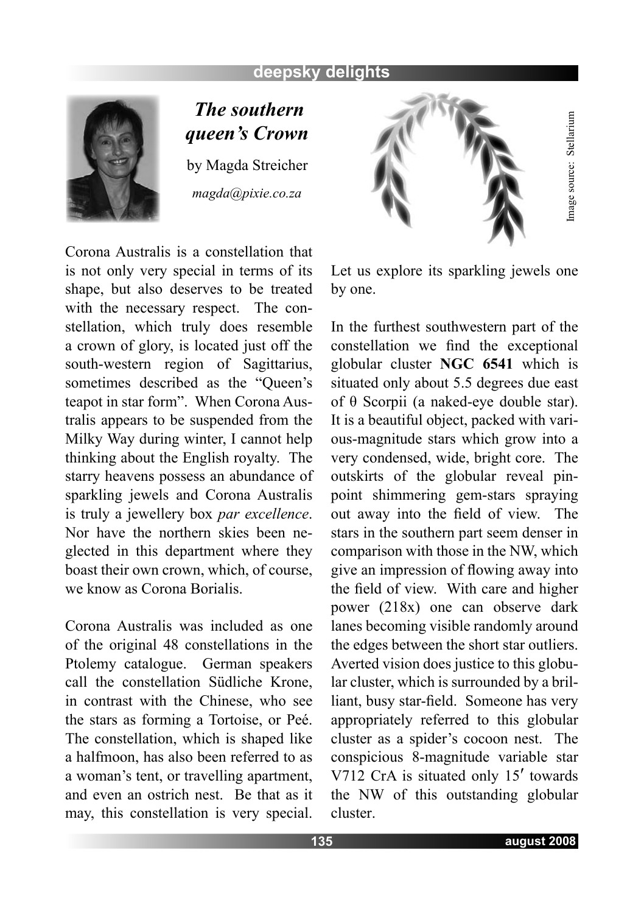# The southern queen's Crown

by Magda Streicher

*magda@pixie.co.za*

Image source: Stellarium

Corona Australis is a constellation that is not only very special in terms of its shape, but also deserves to be treated with the necessary respect. The constellation, which truly does resemble a crown of glory, is located just off the south-western region of Sagittarius, sometimes described as the "Queen's teapot in star form". When Corona Australis appears to be suspended from the Milky Way during winter, I cannot help thinking about the English royalty. The starry heavens possess an abundance of sparkling jewels and Corona Australis is truly a jewellery box *par excellence*. Nor have the northern skies been neglected in this department where they boast their own crown, which, of course, we know as Corona Borialis.

Corona Australis was included as one of the original 48 constellations in the Ptolemy catalogue. German speakers call the constellation Südliche Krone, in contrast with the Chinese, who see the stars as forming a Tortoise, or Peé. The constellation, which is shaped like a halfmoon, has also been referred to as a woman's tent, or travelling apartment, and even an ostrich nest. Be that as it may, this constellation is very special. Let us explore its sparkling jewels one by one.

In the furthest southwestern part of the constellation we find the exceptional globular cluster **NGC 6541** which is situated only about 5.5 degrees due east of θ Scorpii (a naked-eye double star). It is a beautiful object, packed with various-magnitude stars which grow into a very condensed, wide, bright core. The outskirts of the globular reveal pinpoint shimmering gem-stars spraying out away into the field of view. The stars in the southern part seem denser in comparison with those in the NW, which give an impression of flowing away into the field of view. With care and higher power (218x) one can observe dark lanes becoming visible randomly around the edges between the short star outliers. Averted vision does justice to this globular cluster, which is surrounded by a brilliant, busy star-field. Someone has very appropriately referred to this globular cluster as a spider's cocoon nest. The conspicious 8-magnitude variable star V712 CrA is situated only 15′ towards the NW of this outstanding globular cluster.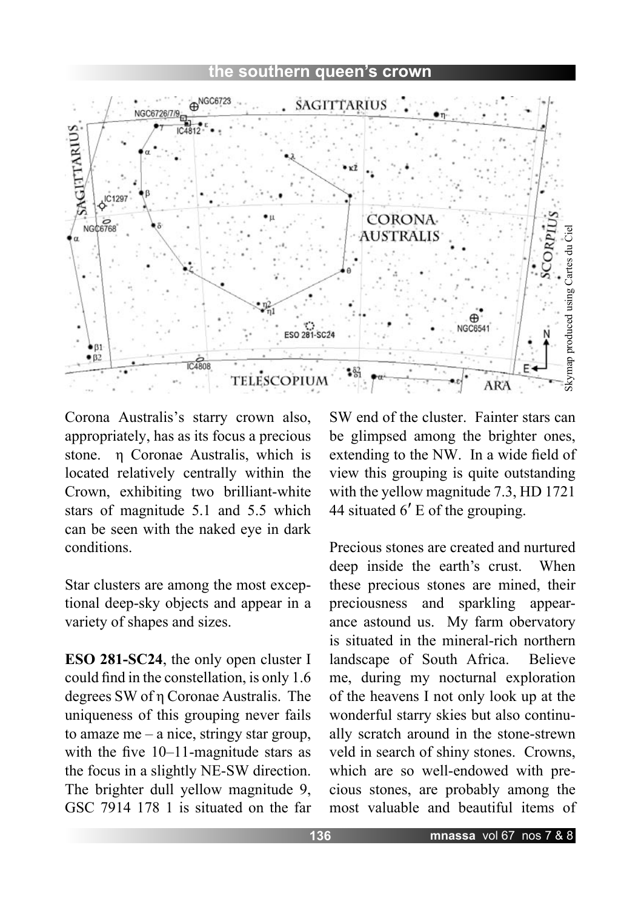Corona Australis's starry crown also, appropriately, has as its focus a precious stone. η Coronae Australis, which is located relatively centrally within the Crown, exhibiting two brilliant-white stars of magnitude 5.1 and 5.5 which can be seen with the naked eye in dark conditions.

Star clusters are among the most exceptional deep-sky objects and appear in a variety of shapes and sizes.

**ESO 281-SC24**, the only open cluster I could find in the constellation, is only 1.6 degrees SW of η Coronae Australis. The uniqueness of this grouping never fails to amaze me – a nice, stringy star group, with the five 10–11-magnitude stars as the focus in a slightly NE-SW direction. The brighter dull yellow magnitude 9, GSC 7914 178 1 is situated on the far SW end of the cluster. Fainter stars can be glimpsed among the brighter ones, extending to the NW. In a wide field of view this grouping is quite outstanding with the yellow magnitude 7.3, HD 1721 44 situated 6′ E of the grouping.

Precious stones are created and nurtured deep inside the earth's crust. When these precious stones are mined, their preciousness and sparkling appearance astound us. My farm obervatory is situated in the mineral-rich northern landscape of South Africa. Believe me, during my nocturnal exploration of the heavens I not only look up at the wonderful starry skies but also continually scratch around in the stone-strewn veld in search of shiny stones. Crowns, which are so well-endowed with precious stones, are probably among the most valuable and beautiful items of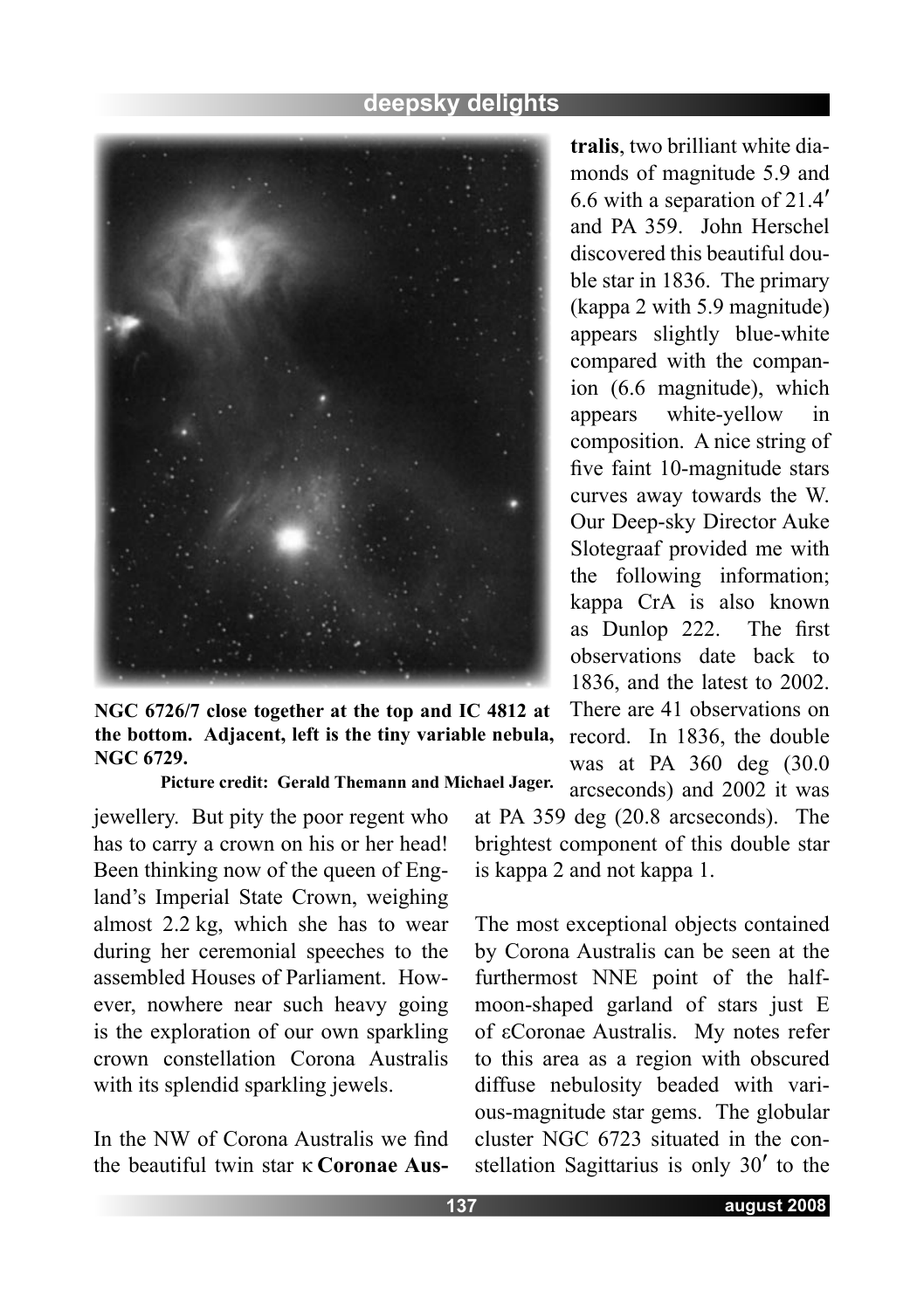**NGC 6726/7 close together at the top and IC 4812 at the bottom. Adjacent, left is the tiny variable nebula, NGC 6729.**

**Picture credit: Gerald Themann and Michael Jager.**

jewellery. But pity the poor regent who has to carry a crown on his or her head! Been thinking now of the queen of England's Imperial State Crown, weighing almost 2.2 kg, which she has to wear during her ceremonial speeches to the assembled Houses of Parliament. However, nowhere near such heavy going is the exploration of our own sparkling crown constellation Corona Australis with its splendid sparkling jewels.

In the NW of Corona Australis we find the beautiful twin star κ **Coronae Australis**, two brilliant white diamonds of magnitude 5.9 and 6.6 with a separation of 21.4′ and PA 359. John Herschel discovered this beautiful double star in 1836. The primary (kappa 2 with 5.9 magnitude) appears slightly blue-white compared with the companion (6.6 magnitude), which appears white-yellow in composition. A nice string of five faint 10-magnitude stars curves away towards the W. Our Deep-sky Director Auke Slotegraaf provided me with the following information; kappa CrA is also known as Dunlop 222. The first observations date back to 1836, and the latest to 2002. There are 41 observations on record. In 1836, the double was at PA 360 deg (30.0 arcseconds) and 2002 it was at PA 359 deg (20.8 arcseconds). The brightest component of this double star is kappa 2 and not kappa 1.

The most exceptional objects contained by Corona Australis can be seen at the furthermost NNE point of the half-moon-shaped garland of stars just E of εCoronae Australis. My notes refer to this area as a region with obscured diffuse nebulosity beaded with various-magnitude star gems. The globular cluster NGC 6723 situated in the constellation Sagittarius is only 30′ to the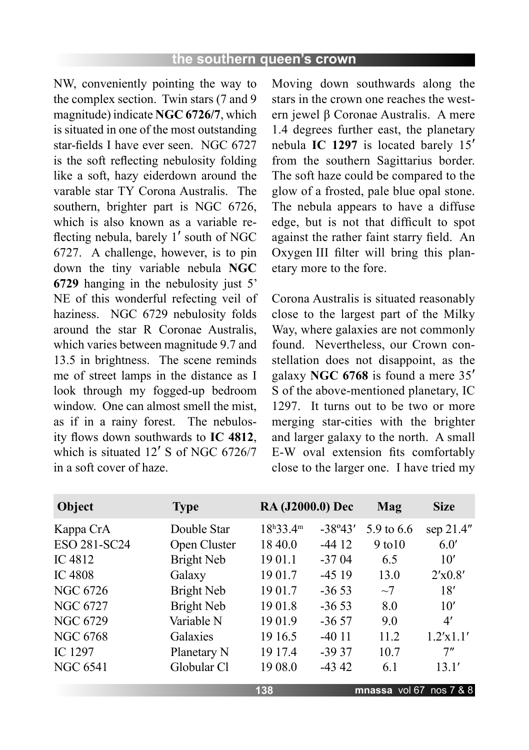NW, conveniently pointing the way to the complex section. Twin stars (7 and 9 magnitude) indicate **NGC 6726/7**, which is situated in one of the most outstanding star-fields I have ever seen. NGC 6727 is the soft reflecting nebulosity folding like a soft, hazy eiderdown around the varable star TY Corona Australis. The southern, brighter part is NGC 6726, which is also known as a variable reflecting nebula, barely 1′ south of NGC 6727. A challenge, however, is to pin down the tiny variable nebula **NGC 6729** hanging in the nebulosity just 5' NE of this wonderful refecting veil of haziness. NGC 6729 nebulosity folds around the star R Coronae Australis, which varies between magnitude 9.7 and 13.5 in brightness. The scene reminds me of street lamps in the distance as I look through my fogged-up bedroom window. One can almost smell the mist, as if in a rainy forest. The nebulosity flows down southwards to **IC 4812**, which is situated 12′ S of NGC 6726/7 in a soft cover of haze.

Moving down southwards along the stars in the crown one reaches the western jewel β Coronae Australis. A mere 1.4 degrees further east, the planetary nebula **IC 1297** is located barely 15′ from the southern Sagittarius border. The soft haze could be compared to the glow of a frosted, pale blue opal stone. The nebula appears to have a diffuse edge, but is not that difficult to spot against the rather faint starry field. An Oxygen III filter will bring this planetary more to the fore.

Corona Australis is situated reasonably close to the largest part of the Milky Way, where galaxies are not commonly found. Nevertheless, our Crown constellation does not disappoint, as the galaxy **NGC 6768** is found a mere 35′ S of the above-mentioned planetary, IC 1297. It turns out to be two or more merging star-cities with the brighter and larger galaxy to the north. A small E-W oval extension fits comfortably close to the larger one. I have tried my

| Object | Type | RA (J2000.0) | Dec | Mag | Size |
|---|---|---|---|---|---|
| Kappa CrA | Double Star | 18h33.4m | -38º43′ | 5.9 to 6.6 | sep 21.4″ |
| ESO 281-SC24 | Open Cluster | 18 40.0 | -44 12 | 9 to10 | 6.0′ |
| IC 4812 | Bright Neb | 19 01.1 | -37 04 | 6.5 | 10′ |
| IC 4808 | Galaxy | 19 01.7 | -45 19 | 13.0 | 2′x0.8′ |
| NGC 6726 | Bright Neb | 19 01.7 | -36 53 | ~7 | 18′ |
| NGC 6727 | Bright Neb | 19 01.8 | -36 53 | 8.0 | 10′ |
| NGC 6729 | Variable N | 19 01.9 | -36 57 | 9.0 | 4′ |
| NGC 6768 | Galaxies | 19 16.5 | -40 11 | 11.2 | 1.2′x1.1′ |
| IC 1297 | Planetary N | 19 17.4 | -39 37 | 10.7 | 7″ |
| NGC 6541 | Globular Cl | 19 08.0 | -43 42 | 6.1 | 13.1′ |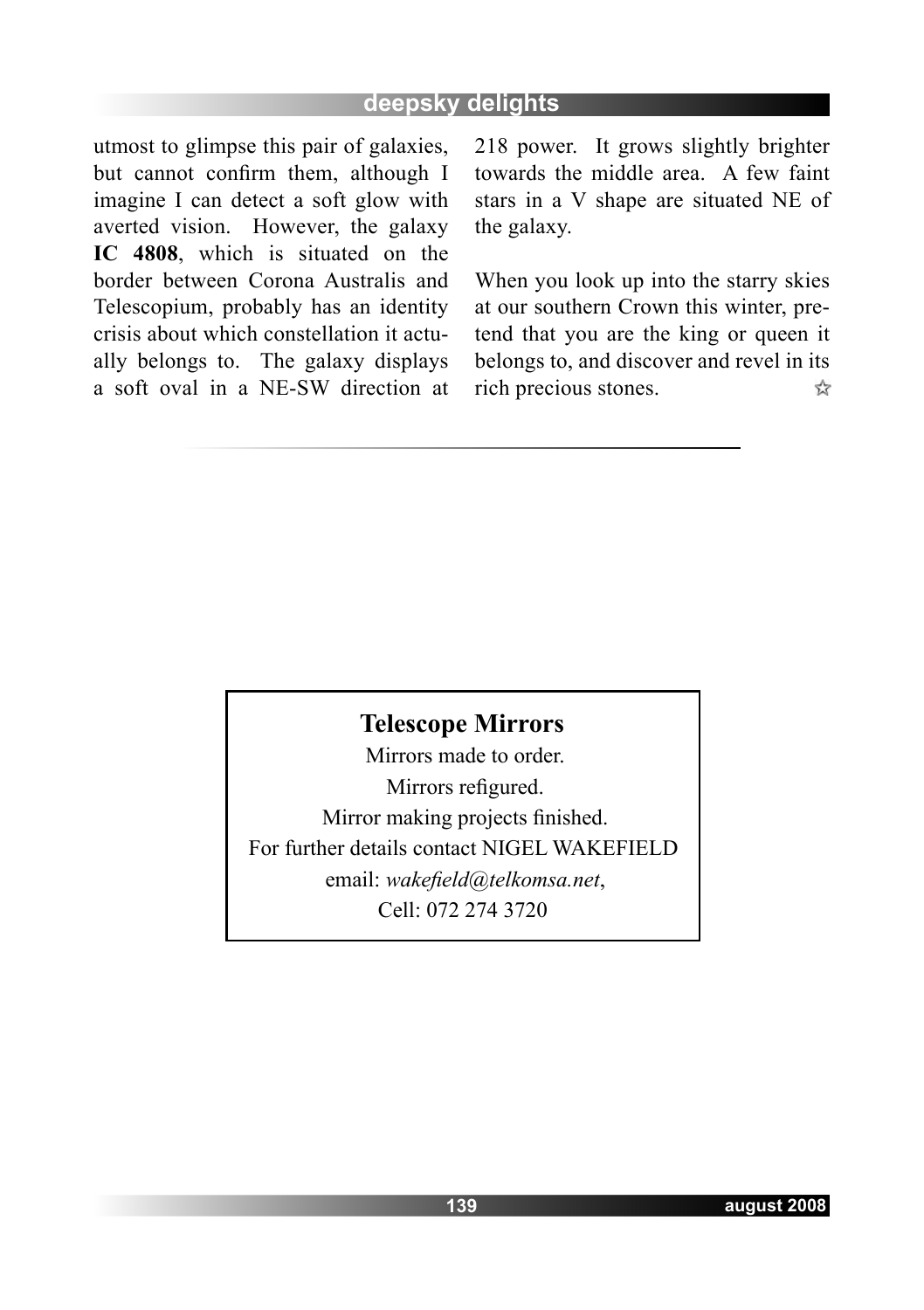utmost to glimpse this pair of galaxies, but cannot confirm them, although I imagine I can detect a soft glow with averted vision. However, the galaxy **IC 4808**, which is situated on the border between Corona Australis and Telescopium, probably has an identity crisis about which constellation it actually belongs to. The galaxy displays a soft oval in a NE-SW direction at 218 power. It grows slightly brighter towards the middle area. A few faint stars in a V shape are situated NE of the galaxy.

When you look up into the starry skies at our southern Crown this winter, pretend that you are the king or queen it belongs to, and discover and revel in its rich precious stones. ☆

---

**Telescope Mirrors**

Mirrors made to order.

Mirrors refigured.

Mirror making projects finished.

For further details contact NIGEL WAKEFIELD

email: *wakefield@telkomsa.net*,

Cell: 072 274 3720